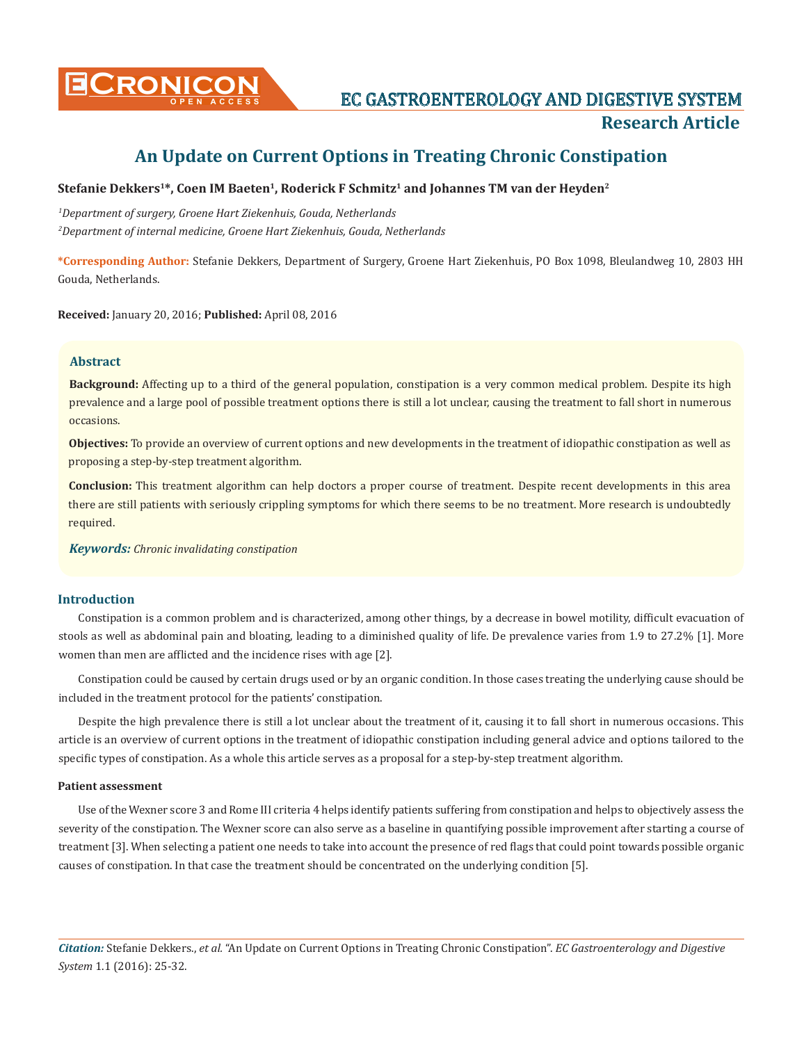Research Article

# An Update on Current Options in Treating Chronic Constipation

**Stefanie Dekkers[1]\*, Coen IM Baeten[1], Roderick F Schmitz[1] and Johannes TM van der Heyden[2]**

*[1]Department of surgery, Groene Hart Ziekenhuis, Gouda, Netherlands*

*[2]Department of internal medicine, Groene Hart Ziekenhuis, Gouda, Netherlands*

**\*Corresponding Author:** Stefanie Dekkers, Department of Surgery, Groene Hart Ziekenhuis, PO Box 1098, Bleulandweg 10, 2803 HH Gouda, Netherlands.

**Received:** January 20, 2016; **Published:** April 08, 2016

## Abstract

**Background:** Affecting up to a third of the general population, constipation is a very common medical problem. Despite its high prevalence and a large pool of possible treatment options there is still a lot unclear, causing the treatment to fall short in numerous occasions.

**Objectives:** To provide an overview of current options and new developments in the treatment of idiopathic constipation as well as proposing a step-by-step treatment algorithm.

**Conclusion:** This treatment algorithm can help doctors a proper course of treatment. Despite recent developments in this area there are still patients with seriously crippling symptoms for which there seems to be no treatment. More research is undoubtedly required.

***Keywords:*** *Chronic invalidating constipation*

## Introduction

Constipation is a common problem and is characterized, among other things, by a decrease in bowel motility, difficult evacuation of stools as well as abdominal pain and bloating, leading to a diminished quality of life. De prevalence varies from 1.9 to 27.2% [1]. More women than men are afflicted and the incidence rises with age [2].

Constipation could be caused by certain drugs used or by an organic condition. In those cases treating the underlying cause should be included in the treatment protocol for the patients' constipation.

Despite the high prevalence there is still a lot unclear about the treatment of it, causing it to fall short in numerous occasions. This article is an overview of current options in the treatment of idiopathic constipation including general advice and options tailored to the specific types of constipation. As a whole this article serves as a proposal for a step-by-step treatment algorithm.

### Patient assessment

Use of the Wexner score 3 and Rome III criteria 4 helps identify patients suffering from constipation and helps to objectively assess the severity of the constipation. The Wexner score can also serve as a baseline in quantifying possible improvement after starting a course of treatment [3]. When selecting a patient one needs to take into account the presence of red flags that could point towards possible organic causes of constipation. In that case the treatment should be concentrated on the underlying condition [5].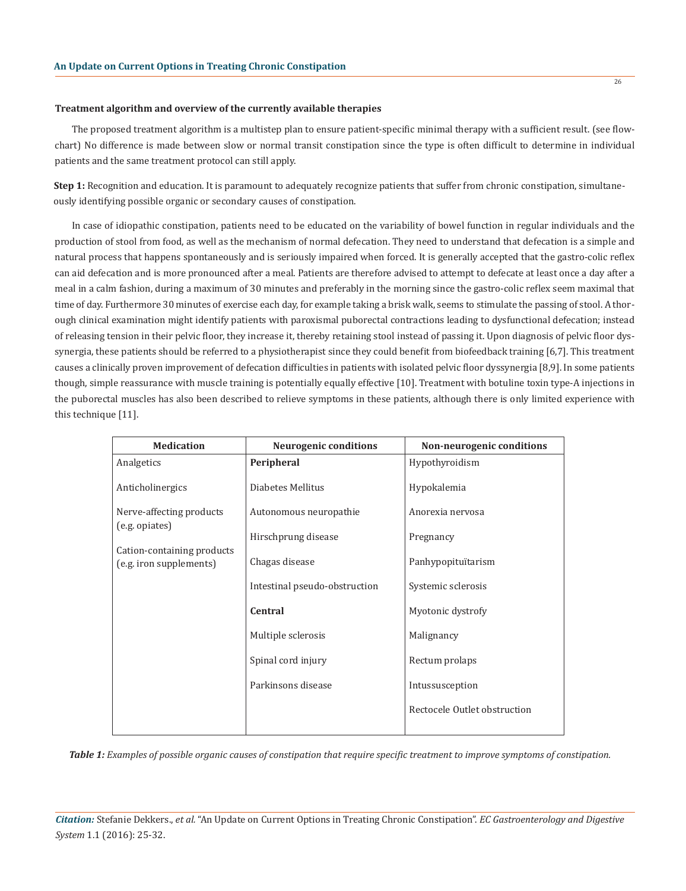### Treatment algorithm and overview of the currently available therapies

The proposed treatment algorithm is a multistep plan to ensure patient-specific minimal therapy with a sufficient result. (see flowchart) No difference is made between slow or normal transit constipation since the type is often difficult to determine in individual patients and the same treatment protocol can still apply.

**Step 1:** Recognition and education. It is paramount to adequately recognize patients that suffer from chronic constipation, simultaneously identifying possible organic or secondary causes of constipation.

In case of idiopathic constipation, patients need to be educated on the variability of bowel function in regular individuals and the production of stool from food, as well as the mechanism of normal defecation. They need to understand that defecation is a simple and natural process that happens spontaneously and is seriously impaired when forced. It is generally accepted that the gastro-colic reflex can aid defecation and is more pronounced after a meal. Patients are therefore advised to attempt to defecate at least once a day after a meal in a calm fashion, during a maximum of 30 minutes and preferably in the morning since the gastro-colic reflex seem maximal that time of day. Furthermore 30 minutes of exercise each day, for example taking a brisk walk, seems to stimulate the passing of stool. A thorough clinical examination might identify patients with paroxismal puborectal contractions leading to dysfunctional defecation; instead of releasing tension in their pelvic floor, they increase it, thereby retaining stool instead of passing it. Upon diagnosis of pelvic floor dyssynergia, these patients should be referred to a physiotherapist since they could benefit from biofeedback training [6,7]. This treatment causes a clinically proven improvement of defecation difficulties in patients with isolated pelvic floor dyssynergia [8,9]. In some patients though, simple reassurance with muscle training is potentially equally effective [10]. Treatment with botuline toxin type-A injections in the puborectal muscles has also been described to relieve symptoms in these patients, although there is only limited experience with this technique [11].

| Medication | Neurogenic conditions | Non-neurogenic conditions |
|---|---|---|
| Analgetics | **Peripheral** | Hypothyroidism |
| Anticholinergics | Diabetes Mellitus | Hypokalemia |
| Nerve-affecting products (e.g. opiates) | Autonomous neuropathie | Anorexia nervosa |
| Cation-containing products (e.g. iron supplements) | Hirschprung disease | Pregnancy |
| | Chagas disease | Panhypopituïtarism |
| | Intestinal pseudo-obstruction | Systemic sclerosis |
| | **Central** | Myotonic dystrofy |
| | Multiple sclerosis | Malignancy |
| | Spinal cord injury | Rectum prolaps |
| | Parkinsons disease | Intussusception |
| | | Rectocele Outlet obstruction |

***Table 1:*** *Examples of possible organic causes of constipation that require specific treatment to improve symptoms of constipation.*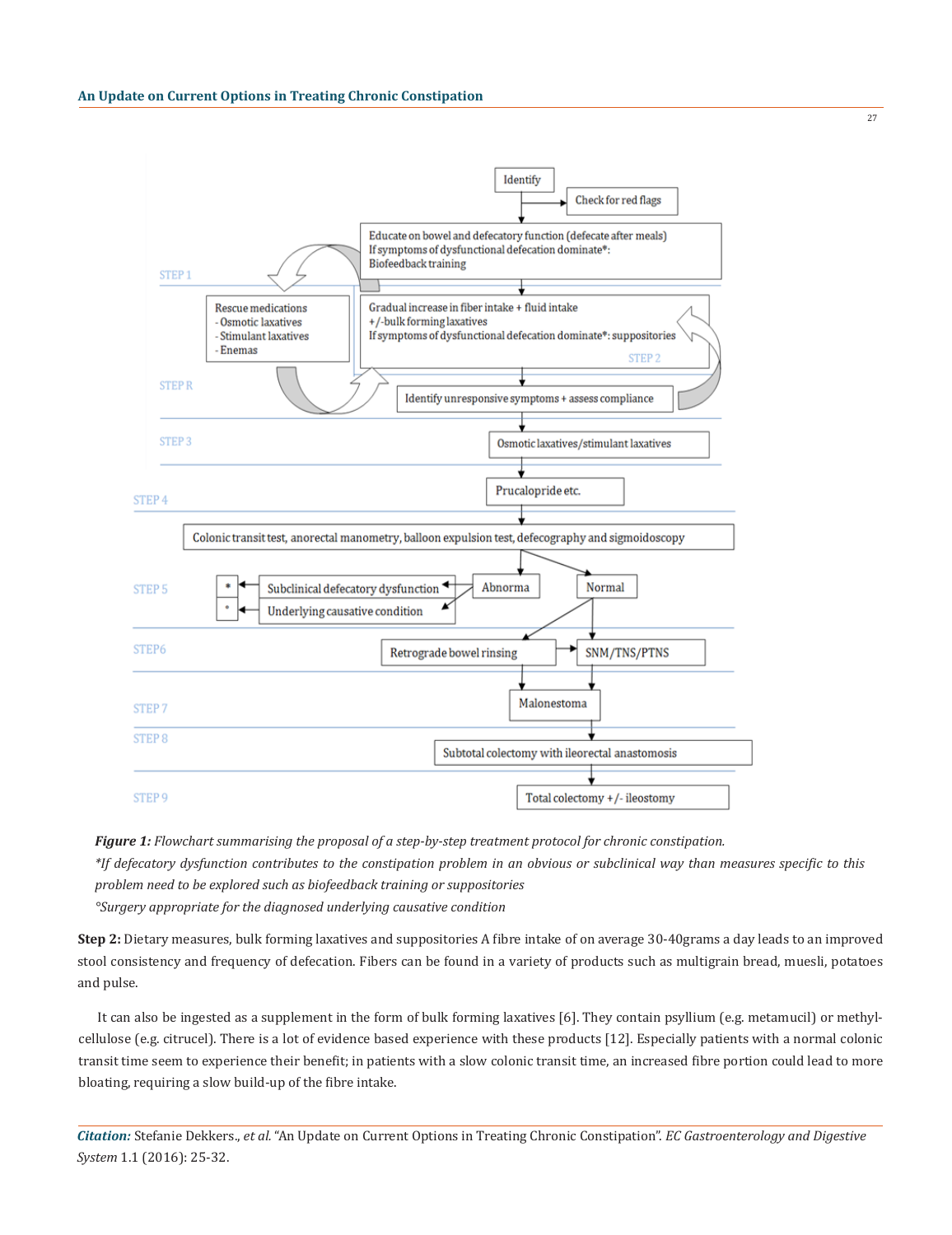Identify

Check for red flags

**STEP 1**

Educate on bowel and defecatory function (defecate after meals)
If symptoms of dysfunctional defecation dominate*:
Biofeedback training

**STEP 2**

Gradual increase in fiber intake + fluid intake
+/-bulk forming laxatives
If symptoms of dysfunctional defecation dominate*: suppositories

**STEP R**

Rescue medications
- Osmotic laxatives
- Stimulant laxatives
- Enemas

Identify unresponsive symptoms + assess compliance

**STEP 3**

Osmotic laxatives/stimulant laxatives

**STEP 4**

Prucalopride etc.

Colonic transit test, anorectal manometry, balloon expulsion test, defecography and sigmoidoscopy

**STEP 5**

Abnorma → Subclinical defecatory dysfunction → *; Underlying causative condition → °

Normal

**STEP6**

Retrograde bowel rinsing → SNM/TNS/PTNS

**STEP 7**

Malonestoma

**STEP 8**

Subtotal colectomy with ileorectal anastomosis

**STEP 9**

Total colectomy +/- ileostomy

***Figure 1:*** *Flowchart summarising the proposal of a step-by-step treatment protocol for chronic constipation.*
*\*If defecatory dysfunction contributes to the constipation problem in an obvious or subclinical way than measures specific to this problem need to be explored such as biofeedback training or suppositories*
*°Surgery appropriate for the diagnosed underlying causative condition*

**Step 2:** Dietary measures, bulk forming laxatives and suppositories A fibre intake of on average 30-40grams a day leads to an improved stool consistency and frequency of defecation. Fibers can be found in a variety of products such as multigrain bread, muesli, potatoes and pulse.

It can also be ingested as a supplement in the form of bulk forming laxatives [6]. They contain psyllium (e.g. metamucil) or methyl-cellulose (e.g. citrucel). There is a lot of evidence based experience with these products [12]. Especially patients with a normal colonic transit time seem to experience their benefit; in patients with a slow colonic transit time, an increased fibre portion could lead to more bloating, requiring a slow build-up of the fibre intake.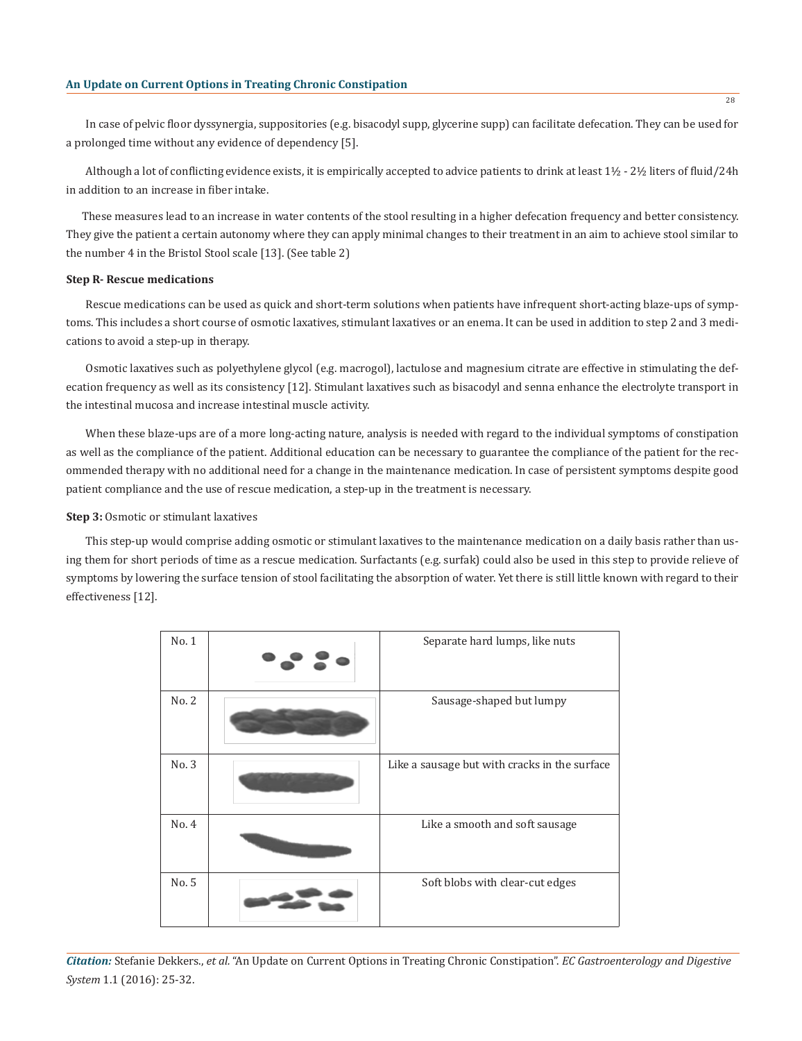In case of pelvic floor dyssynergia, suppositories (e.g. bisacodyl supp, glycerine supp) can facilitate defecation. They can be used for a prolonged time without any evidence of dependency [5].

Although a lot of conflicting evidence exists, it is empirically accepted to advice patients to drink at least 1½ - 2½ liters of fluid/24h in addition to an increase in fiber intake.

These measures lead to an increase in water contents of the stool resulting in a higher defecation frequency and better consistency. They give the patient a certain autonomy where they can apply minimal changes to their treatment in an aim to achieve stool similar to the number 4 in the Bristol Stool scale [13]. (See table 2)

**Step R- Rescue medications**

Rescue medications can be used as quick and short-term solutions when patients have infrequent short-acting blaze-ups of symptoms. This includes a short course of osmotic laxatives, stimulant laxatives or an enema. It can be used in addition to step 2 and 3 medications to avoid a step-up in therapy.

Osmotic laxatives such as polyethylene glycol (e.g. macrogol), lactulose and magnesium citrate are effective in stimulating the defecation frequency as well as its consistency [12]. Stimulant laxatives such as bisacodyl and senna enhance the electrolyte transport in the intestinal mucosa and increase intestinal muscle activity.

When these blaze-ups are of a more long-acting nature, analysis is needed with regard to the individual symptoms of constipation as well as the compliance of the patient. Additional education can be necessary to guarantee the compliance of the patient for the recommended therapy with no additional need for a change in the maintenance medication. In case of persistent symptoms despite good patient compliance and the use of rescue medication, a step-up in the treatment is necessary.

**Step 3:** Osmotic or stimulant laxatives

This step-up would comprise adding osmotic or stimulant laxatives to the maintenance medication on a daily basis rather than using them for short periods of time as a rescue medication. Surfactants (e.g. surfak) could also be used in this step to provide relieve of symptoms by lowering the surface tension of stool facilitating the absorption of water. Yet there is still little known with regard to their effectiveness [12].

| | | |
|---|---|---|
| No. 1 | | Separate hard lumps, like nuts |
| No. 2 | | Sausage-shaped but lumpy |
| No. 3 | | Like a sausage but with cracks in the surface |
| No. 4 | | Like a smooth and soft sausage |
| No. 5 | | Soft blobs with clear-cut edges |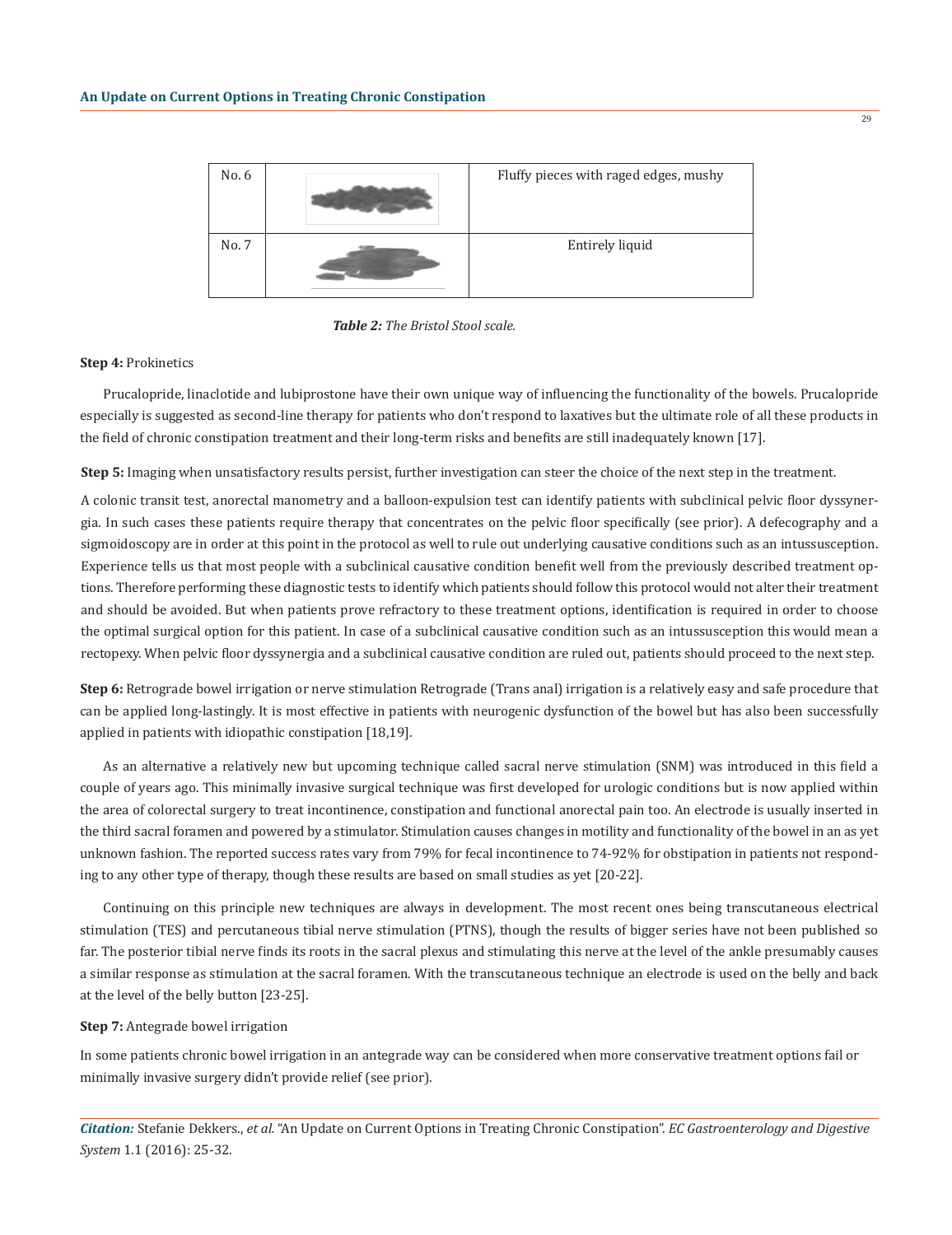| No. 6 | | Fluffy pieces with raged edges, mushy |
|---|---|---|
| No. 7 | | Entirely liquid |

***Table 2:*** *The Bristol Stool scale.*

**Step 4:** Prokinetics

Prucalopride, linaclotide and lubiprostone have their own unique way of influencing the functionality of the bowels. Prucalopride especially is suggested as second-line therapy for patients who don't respond to laxatives but the ultimate role of all these products in the field of chronic constipation treatment and their long-term risks and benefits are still inadequately known [17].

**Step 5:** Imaging when unsatisfactory results persist, further investigation can steer the choice of the next step in the treatment.

A colonic transit test, anorectal manometry and a balloon-expulsion test can identify patients with subclinical pelvic floor dyssynergia. In such cases these patients require therapy that concentrates on the pelvic floor specifically (see prior). A defecography and a sigmoidoscopy are in order at this point in the protocol as well to rule out underlying causative conditions such as an intussusception. Experience tells us that most people with a subclinical causative condition benefit well from the previously described treatment options. Therefore performing these diagnostic tests to identify which patients should follow this protocol would not alter their treatment and should be avoided. But when patients prove refractory to these treatment options, identification is required in order to choose the optimal surgical option for this patient. In case of a subclinical causative condition such as an intussusception this would mean a rectopexy. When pelvic floor dyssynergia and a subclinical causative condition are ruled out, patients should proceed to the next step.

**Step 6:** Retrograde bowel irrigation or nerve stimulation Retrograde (Trans anal) irrigation is a relatively easy and safe procedure that can be applied long-lastingly. It is most effective in patients with neurogenic dysfunction of the bowel but has also been successfully applied in patients with idiopathic constipation [18,19].

As an alternative a relatively new but upcoming technique called sacral nerve stimulation (SNM) was introduced in this field a couple of years ago. This minimally invasive surgical technique was first developed for urologic conditions but is now applied within the area of colorectal surgery to treat incontinence, constipation and functional anorectal pain too. An electrode is usually inserted in the third sacral foramen and powered by a stimulator. Stimulation causes changes in motility and functionality of the bowel in an as yet unknown fashion. The reported success rates vary from 79% for fecal incontinence to 74-92% for obstipation in patients not responding to any other type of therapy, though these results are based on small studies as yet [20-22].

Continuing on this principle new techniques are always in development. The most recent ones being transcutaneous electrical stimulation (TES) and percutaneous tibial nerve stimulation (PTNS), though the results of bigger series have not been published so far. The posterior tibial nerve finds its roots in the sacral plexus and stimulating this nerve at the level of the ankle presumably causes a similar response as stimulation at the sacral foramen. With the transcutaneous technique an electrode is used on the belly and back at the level of the belly button [23-25].

**Step 7:** Antegrade bowel irrigation

In some patients chronic bowel irrigation in an antegrade way can be considered when more conservative treatment options fail or minimally invasive surgery didn't provide relief (see prior).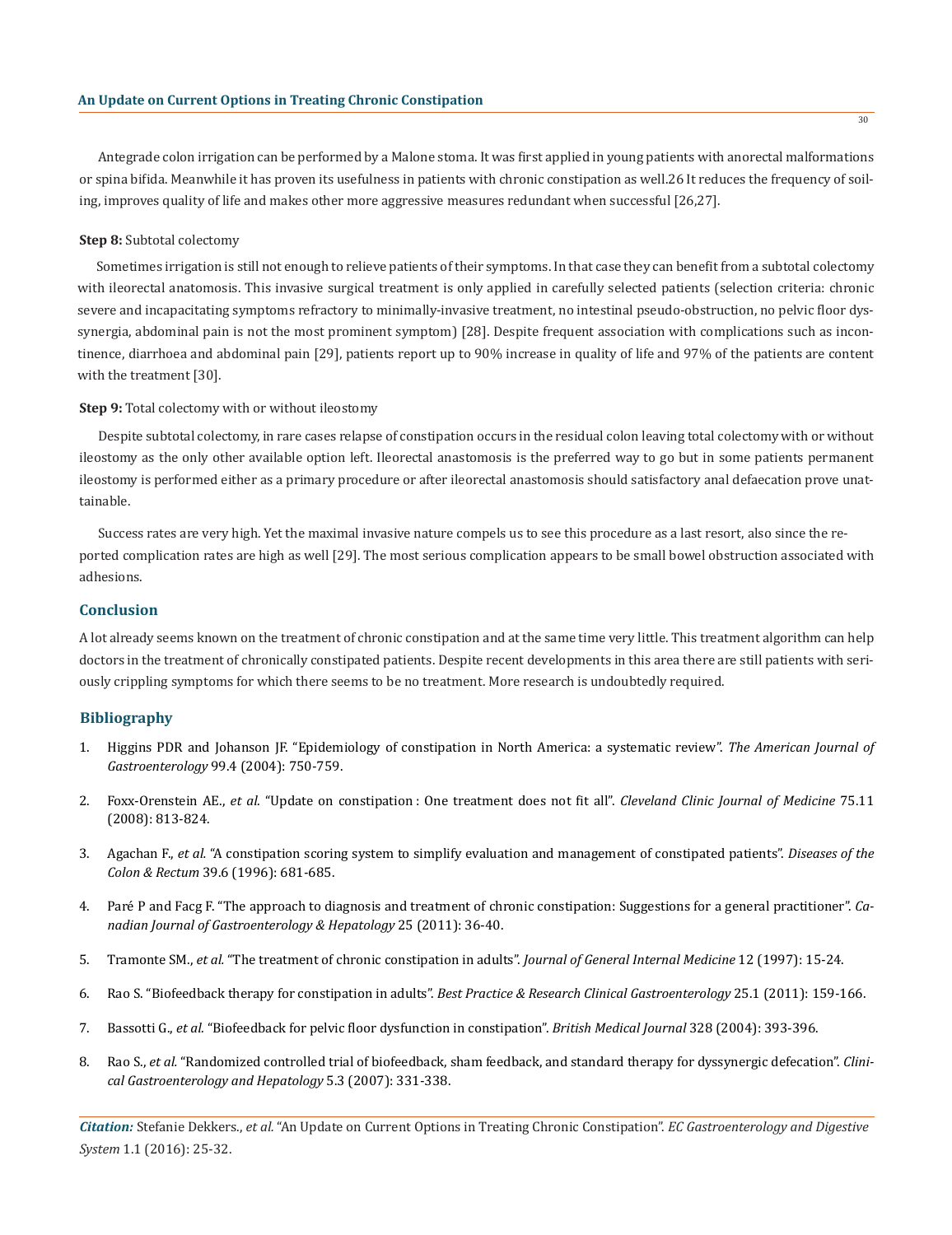Antegrade colon irrigation can be performed by a Malone stoma. It was first applied in young patients with anorectal malformations or spina bifida. Meanwhile it has proven its usefulness in patients with chronic constipation as well.26 It reduces the frequency of soiling, improves quality of life and makes other more aggressive measures redundant when successful [26,27].

**Step 8:** Subtotal colectomy

Sometimes irrigation is still not enough to relieve patients of their symptoms. In that case they can benefit from a subtotal colectomy with ileorectal anatomosis. This invasive surgical treatment is only applied in carefully selected patients (selection criteria: chronic severe and incapacitating symptoms refractory to minimally-invasive treatment, no intestinal pseudo-obstruction, no pelvic floor dyssynergia, abdominal pain is not the most prominent symptom) [28]. Despite frequent association with complications such as incontinence, diarrhoea and abdominal pain [29], patients report up to 90% increase in quality of life and 97% of the patients are content with the treatment [30].

**Step 9:** Total colectomy with or without ileostomy

Despite subtotal colectomy, in rare cases relapse of constipation occurs in the residual colon leaving total colectomy with or without ileostomy as the only other available option left. Ileorectal anastomosis is the preferred way to go but in some patients permanent ileostomy is performed either as a primary procedure or after ileorectal anastomosis should satisfactory anal defaecation prove unattainable.

Success rates are very high. Yet the maximal invasive nature compels us to see this procedure as a last resort, also since the reported complication rates are high as well [29]. The most serious complication appears to be small bowel obstruction associated with adhesions.

## Conclusion

A lot already seems known on the treatment of chronic constipation and at the same time very little. This treatment algorithm can help doctors in the treatment of chronically constipated patients. Despite recent developments in this area there are still patients with seriously crippling symptoms for which there seems to be no treatment. More research is undoubtedly required.

## Bibliography

1. Higgins PDR and Johanson JF. "Epidemiology of constipation in North America: a systematic review". *The American Journal of Gastroenterology* 99.4 (2004): 750-759.
2. Foxx-Orenstein AE., *et al.* "Update on constipation : One treatment does not fit all". *Cleveland Clinic Journal of Medicine* 75.11 (2008): 813-824.
3. Agachan F., *et al.* "A constipation scoring system to simplify evaluation and management of constipated patients". *Diseases of the Colon & Rectum* 39.6 (1996): 681-685.
4. Paré P and Facg F. "The approach to diagnosis and treatment of chronic constipation: Suggestions for a general practitioner". *Canadian Journal of Gastroenterology & Hepatology* 25 (2011): 36-40.
5. Tramonte SM., *et al.* "The treatment of chronic constipation in adults". *Journal of General Internal Medicine* 12 (1997): 15-24.
6. Rao S. "Biofeedback therapy for constipation in adults". *Best Practice & Research Clinical Gastroenterology* 25.1 (2011): 159-166.
7. Bassotti G., *et al.* "Biofeedback for pelvic floor dysfunction in constipation". *British Medical Journal* 328 (2004): 393-396.
8. Rao S., *et al.* "Randomized controlled trial of biofeedback, sham feedback, and standard therapy for dyssynergic defecation". *Clinical Gastroenterology and Hepatology* 5.3 (2007): 331-338.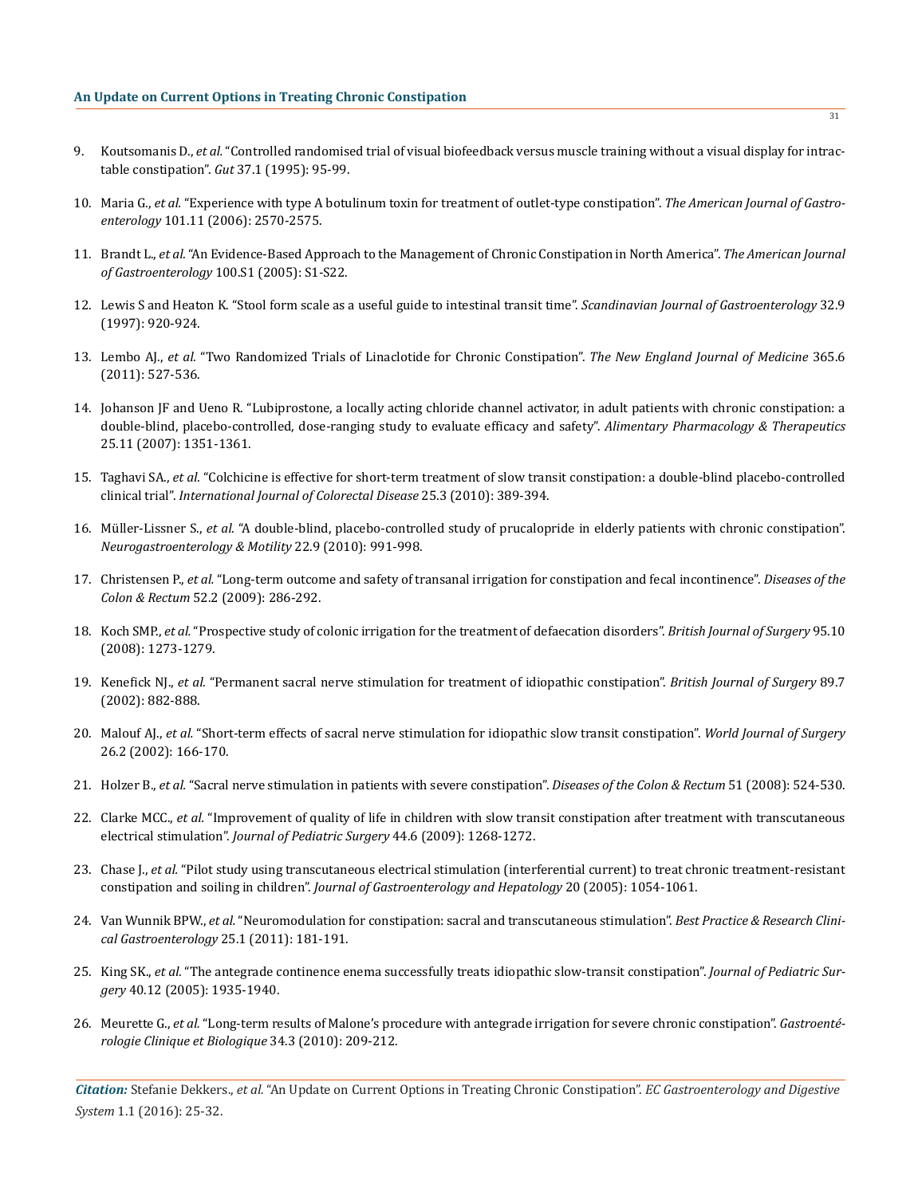9. Koutsomanis D., *et al.* "Controlled randomised trial of visual biofeedback versus muscle training without a visual display for intractable constipation". *Gut* 37.1 (1995): 95-99.

10. Maria G., *et al.* "Experience with type A botulinum toxin for treatment of outlet-type constipation". *The American Journal of Gastroenterology* 101.11 (2006): 2570-2575.

11. Brandt L., *et al.* "An Evidence-Based Approach to the Management of Chronic Constipation in North America". *The American Journal of Gastroenterology* 100.S1 (2005): S1-S22.

12. Lewis S and Heaton K. "Stool form scale as a useful guide to intestinal transit time". *Scandinavian Journal of Gastroenterology* 32.9 (1997): 920-924.

13. Lembo AJ., *et al.* "Two Randomized Trials of Linaclotide for Chronic Constipation". *The New England Journal of Medicine* 365.6 (2011): 527-536.

14. Johanson JF and Ueno R. "Lubiprostone, a locally acting chloride channel activator, in adult patients with chronic constipation: a double-blind, placebo-controlled, dose-ranging study to evaluate efficacy and safety". *Alimentary Pharmacology & Therapeutics* 25.11 (2007): 1351-1361.

15. Taghavi SA., *et al.* "Colchicine is effective for short-term treatment of slow transit constipation: a double-blind placebo-controlled clinical trial". *International Journal of Colorectal Disease* 25.3 (2010): 389-394.

16. Müller-Lissner S., *et al.* "A double-blind, placebo-controlled study of prucalopride in elderly patients with chronic constipation". *Neurogastroenterology & Motility* 22.9 (2010): 991-998.

17. Christensen P., *et al.* "Long-term outcome and safety of transanal irrigation for constipation and fecal incontinence". *Diseases of the Colon & Rectum* 52.2 (2009): 286-292.

18. Koch SMP., *et al.* "Prospective study of colonic irrigation for the treatment of defaecation disorders". *British Journal of Surgery* 95.10 (2008): 1273-1279.

19. Kenefick NJ., *et al.* "Permanent sacral nerve stimulation for treatment of idiopathic constipation". *British Journal of Surgery* 89.7 (2002): 882-888.

20. Malouf AJ., *et al.* "Short-term effects of sacral nerve stimulation for idiopathic slow transit constipation". *World Journal of Surgery* 26.2 (2002): 166-170.

21. Holzer B., *et al.* "Sacral nerve stimulation in patients with severe constipation". *Diseases of the Colon & Rectum* 51 (2008): 524-530.

22. Clarke MCC., *et al.* "Improvement of quality of life in children with slow transit constipation after treatment with transcutaneous electrical stimulation". *Journal of Pediatric Surgery* 44.6 (2009): 1268-1272.

23. Chase J., *et al.* "Pilot study using transcutaneous electrical stimulation (interferential current) to treat chronic treatment-resistant constipation and soiling in children". *Journal of Gastroenterology and Hepatology* 20 (2005): 1054-1061.

24. Van Wunnik BPW., *et al.* "Neuromodulation for constipation: sacral and transcutaneous stimulation". *Best Practice & Research Clinical Gastroenterology* 25.1 (2011): 181-191.

25. King SK., *et al.* "The antegrade continence enema successfully treats idiopathic slow-transit constipation". *Journal of Pediatric Surgery* 40.12 (2005): 1935-1940.

26. Meurette G., *et al.* "Long-term results of Malone's procedure with antegrade irrigation for severe chronic constipation". *Gastroentérologie Clinique et Biologique* 34.3 (2010): 209-212.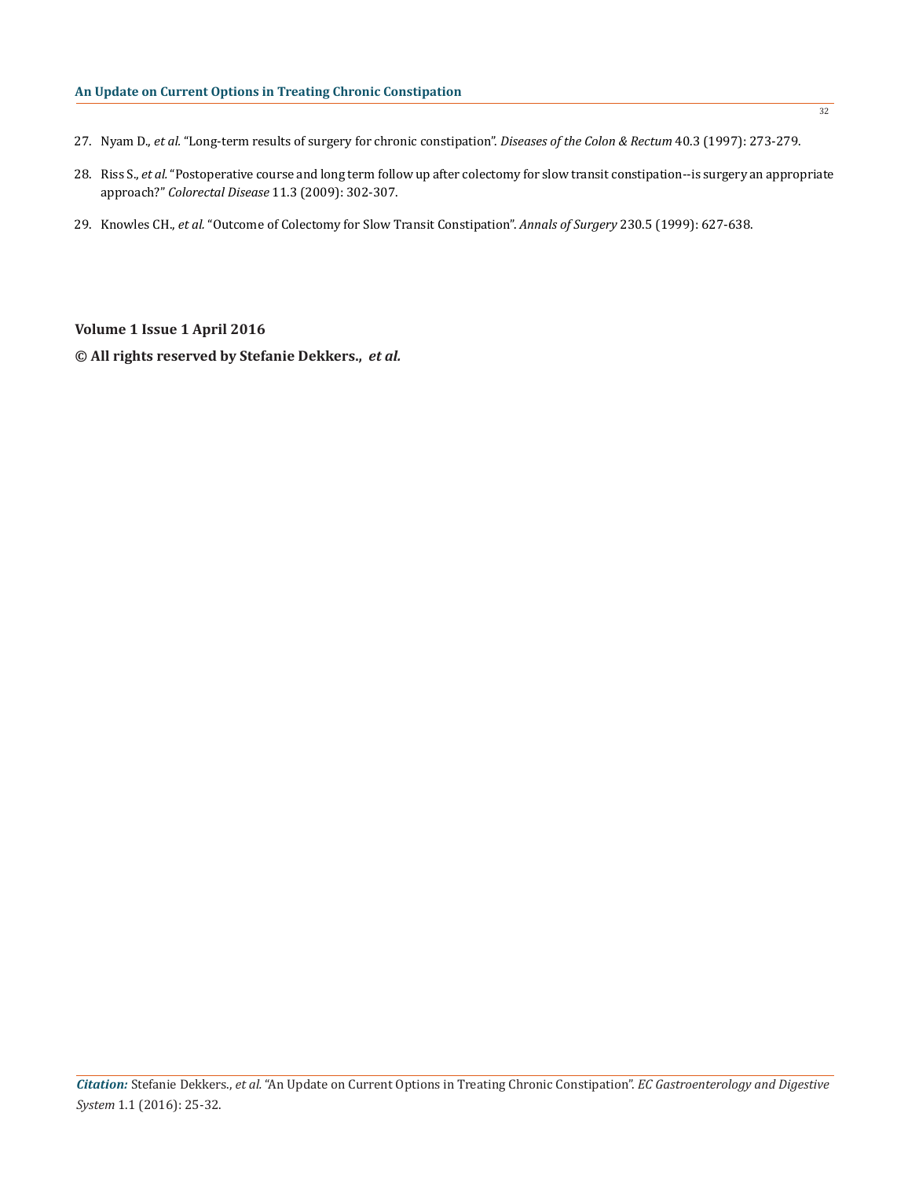27. Nyam D., *et al.* "Long-term results of surgery for chronic constipation". *Diseases of the Colon & Rectum* 40.3 (1997): 273-279.

28. Riss S., *et al.* "Postoperative course and long term follow up after colectomy for slow transit constipation--is surgery an appropriate approach?" *Colorectal Disease* 11.3 (2009): 302-307.

29. Knowles CH., *et al.* "Outcome of Colectomy for Slow Transit Constipation". *Annals of Surgery* 230.5 (1999): 627-638.

**Volume 1 Issue 1 April 2016**

**© All rights reserved by Stefanie Dekkers., *et al.***